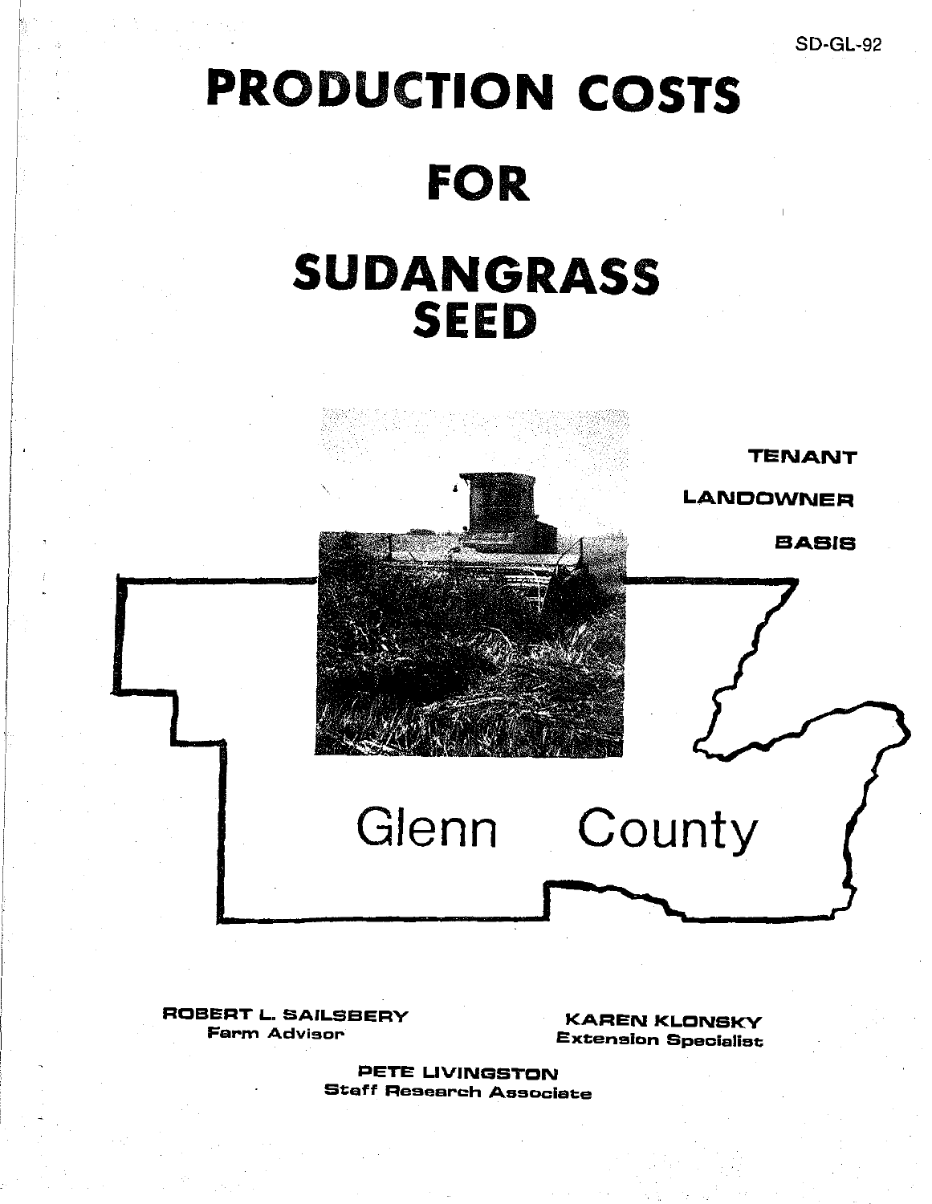SD-GL-92

# PRODUCTION COSTS

# FOR

# SUDANGRASS SEED

TENANT

LANDOWNER

BASIS

Glenn County

**ROBERT L. SAILSBERY**
Farm Advisor

**KAREN KLONSKY**
Extension Specialist

**PETE LIVINGSTON**
Staff Research Associate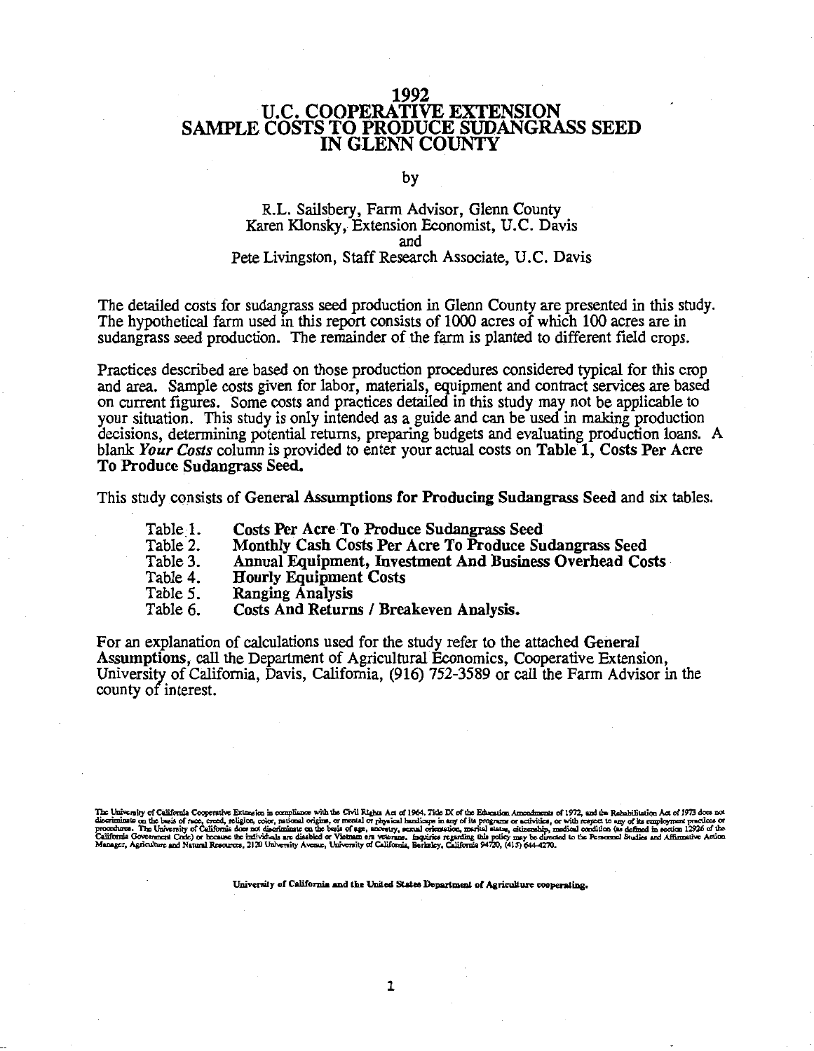# 1992
# U.C. COOPERATIVE EXTENSION
# SAMPLE COSTS TO PRODUCE SUDANGRASS SEED
# IN GLENN COUNTY

by

R.L. Sailsbery, Farm Advisor, Glenn County
Karen Klonsky, Extension Economist, U.C. Davis
and
Pete Livingston, Staff Research Associate, U.C. Davis

The detailed costs for sudangrass seed production in Glenn County are presented in this study. The hypothetical farm used in this report consists of 1000 acres of which 100 acres are in sudangrass seed production. The remainder of the farm is planted to different field crops.

Practices described are based on those production procedures considered typical for this crop and area. Sample costs given for labor, materials, equipment and contract services are based on current figures. Some costs and practices detailed in this study may not be applicable to your situation. This study is only intended as a guide and can be used in making production decisions, determining potential returns, preparing budgets and evaluating production loans. A blank ***Your Costs*** column is provided to enter your actual costs on **Table 1, Costs Per Acre To Produce Sudangrass Seed.**

This study consists of **General Assumptions for Producing Sudangrass Seed** and six tables.

| | |
|---|---|
| Table 1. | **Costs Per Acre To Produce Sudangrass Seed** |
| Table 2. | **Monthly Cash Costs Per Acre To Produce Sudangrass Seed** |
| Table 3. | **Annual Equipment, Investment And Business Overhead Costs** |
| Table 4. | **Hourly Equipment Costs** |
| Table 5. | **Ranging Analysis** |
| Table 6. | **Costs And Returns / Breakeven Analysis.** |

For an explanation of calculations used for the study refer to the attached **General Assumptions**, call the Department of Agricultural Economics, Cooperative Extension, University of California, Davis, California, (916) 752-3589 or call the Farm Advisor in the county of interest.

The University of California Cooperative Extension in compliance with the Civil Rights Act of 1964, Title IX of the Education Amendments of 1972, and the Rehabilitation Act of 1973 does not discriminate on the basis of race, creed, religion, color, national origin, or mental or physical handicaps in any of its programs or activities, or with respect to any of its employment practices or procedures. The University of California does not discriminate on the basis of age, ancestry, sexual orientation, marital status, citizenship, medical condition (as defined in section 12926 of the California Government Code) or because the individuals are disabled or Vietnam era veterans. Inquiries regarding this policy may be directed to the Personnel Studies and Affirmative Action Manager, Agriculture and Natural Resources, 2120 University Avenue, University of California, Berkeley, California 94720, (415) 644-4270.

University of California and the United States Department of Agriculture cooperating.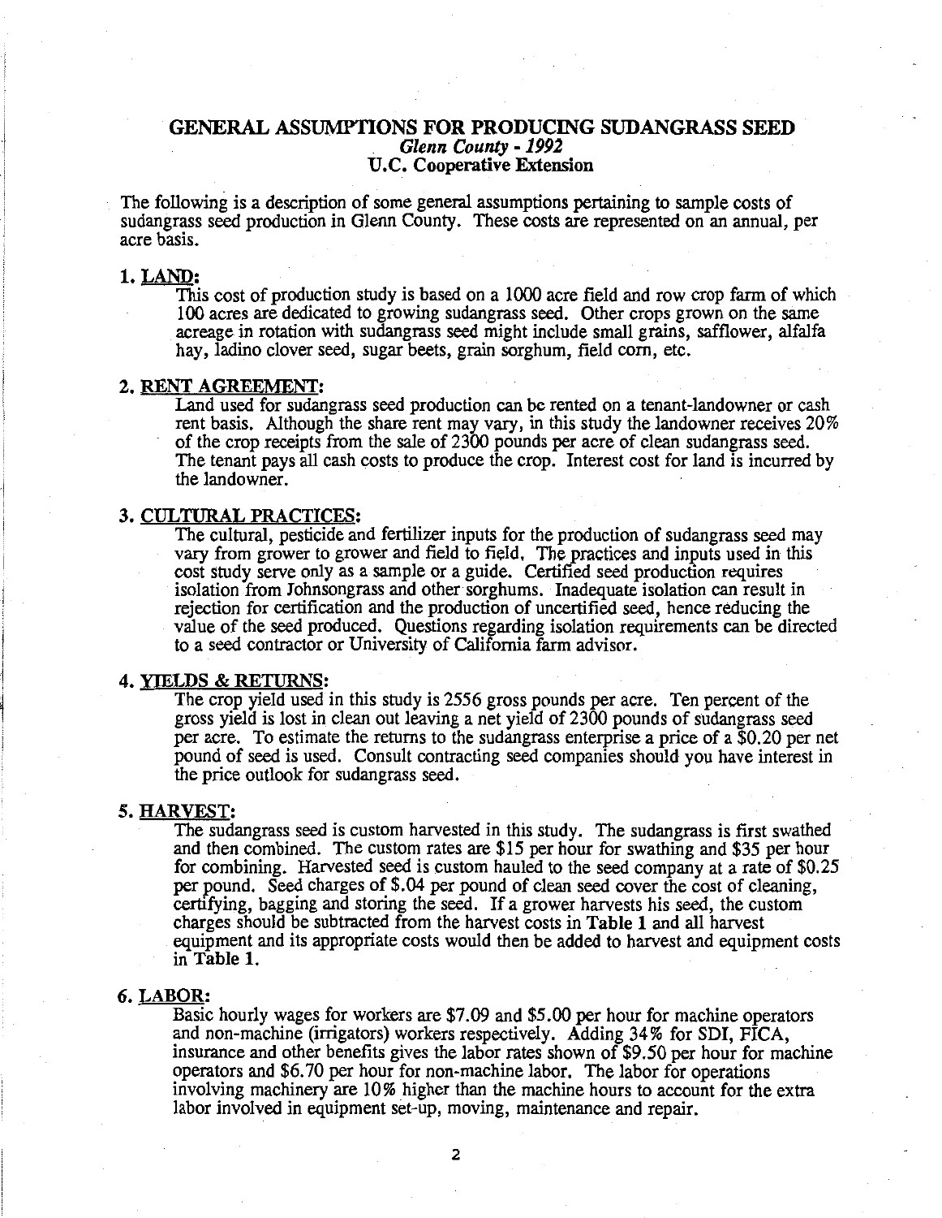# GENERAL ASSUMPTIONS FOR PRODUCING SUDANGRASS SEED

*Glenn County - 1992*

**U.C. Cooperative Extension**

The following is a description of some general assumptions pertaining to sample costs of sudangrass seed production in Glenn County. These costs are represented on an annual, per acre basis.

## 1. LAND:

This cost of production study is based on a 1000 acre field and row crop farm of which 100 acres are dedicated to growing sudangrass seed. Other crops grown on the same acreage in rotation with sudangrass seed might include small grains, safflower, alfalfa hay, ladino clover seed, sugar beets, grain sorghum, field corn, etc.

## 2. RENT AGREEMENT:

Land used for sudangrass seed production can be rented on a tenant-landowner or cash rent basis. Although the share rent may vary, in this study the landowner receives 20% of the crop receipts from the sale of 2300 pounds per acre of clean sudangrass seed. The tenant pays all cash costs to produce the crop. Interest cost for land is incurred by the landowner.

## 3. CULTURAL PRACTICES:

The cultural, pesticide and fertilizer inputs for the production of sudangrass seed may vary from grower to grower and field to field. The practices and inputs used in this cost study serve only as a sample or a guide. Certified seed production requires isolation from Johnsongrass and other sorghums. Inadequate isolation can result in rejection for certification and the production of uncertified seed, hence reducing the value of the seed produced. Questions regarding isolation requirements can be directed to a seed contractor or University of California farm advisor.

## 4. YIELDS & RETURNS:

The crop yield used in this study is 2556 gross pounds per acre. Ten percent of the gross yield is lost in clean out leaving a net yield of 2300 pounds of sudangrass seed per acre. To estimate the returns to the sudangrass enterprise a price of a $0.20 per net pound of seed is used. Consult contracting seed companies should you have interest in the price outlook for sudangrass seed.

## 5. HARVEST:

The sudangrass seed is custom harvested in this study. The sudangrass is first swathed and then combined. The custom rates are $15 per hour for swathing and $35 per hour for combining. Harvested seed is custom hauled to the seed company at a rate of $0.25 per pound. Seed charges of $.04 per pound of clean seed cover the cost of cleaning, certifying, bagging and storing the seed. If a grower harvests his seed, the custom charges should be subtracted from the harvest costs in **Table 1** and all harvest equipment and its appropriate costs would then be added to harvest and equipment costs in **Table 1.**

## 6. LABOR:

Basic hourly wages for workers are $7.09 and $5.00 per hour for machine operators and non-machine (irrigators) workers respectively. Adding 34% for SDI, FICA, insurance and other benefits gives the labor rates shown of $9.50 per hour for machine operators and $6.70 per hour for non-machine labor. The labor for operations involving machinery are 10% higher than the machine hours to account for the extra labor involved in equipment set-up, moving, maintenance and repair.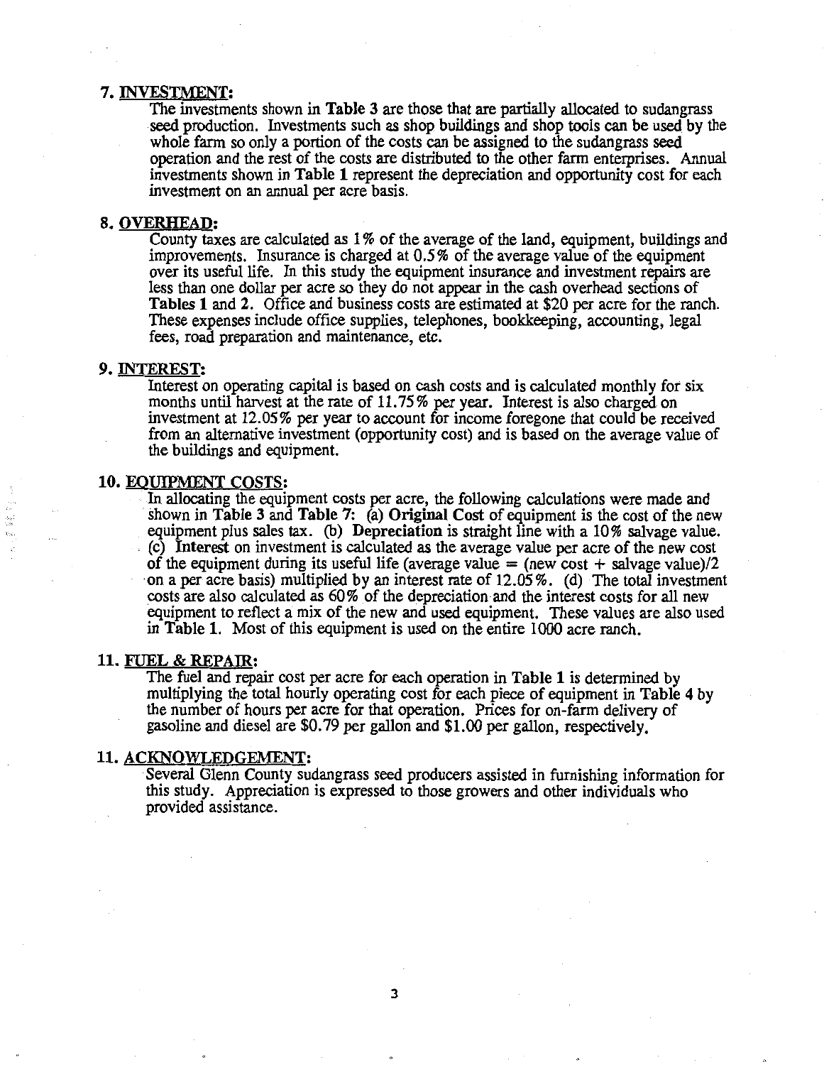## 7. INVESTMENT:

The investments shown in **Table 3** are those that are partially allocated to sudangrass seed production. Investments such as shop buildings and shop tools can be used by the whole farm so only a portion of the costs can be assigned to the sudangrass seed operation and the rest of the costs are distributed to the other farm enterprises. Annual investments shown in **Table 1** represent the depreciation and opportunity cost for each investment on an annual per acre basis.

## 8. OVERHEAD:

County taxes are calculated as 1% of the average of the land, equipment, buildings and improvements. Insurance is charged at 0.5% of the average value of the equipment over its useful life. In this study the equipment insurance and investment repairs are less than one dollar per acre so they do not appear in the cash overhead sections of **Tables 1** and **2**. Office and business costs are estimated at $20 per acre for the ranch. These expenses include office supplies, telephones, bookkeeping, accounting, legal fees, road preparation and maintenance, etc.

## 9. INTEREST:

Interest on operating capital is based on cash costs and is calculated monthly for six months until harvest at the rate of 11.75% per year. Interest is also charged on investment at 12.05% per year to account for income foregone that could be received from an alternative investment (opportunity cost) and is based on the average value of the buildings and equipment.

## 10. EQUIPMENT COSTS:

In allocating the equipment costs per acre, the following calculations were made and shown in **Table 3** and **Table 7**: (a) **Original Cost** of equipment is the cost of the new equipment plus sales tax. (b) **Depreciation** is straight line with a 10% salvage value. (c) **Interest** on investment is calculated as the average value per acre of the new cost of the equipment during its useful life (average value = (new cost + salvage value)/2 on a per acre basis) multiplied by an interest rate of 12.05%. (d) The total investment costs are also calculated as 60% of the depreciation and the interest costs for all new equipment to reflect a mix of the new and used equipment. These values are also used in **Table 1**. Most of this equipment is used on the entire 1000 acre ranch.

## 11. FUEL & REPAIR:

The fuel and repair cost per acre for each operation in **Table 1** is determined by multiplying the total hourly operating cost for each piece of equipment in **Table 4** by the number of hours per acre for that operation. Prices for on-farm delivery of gasoline and diesel are $0.79 per gallon and $1.00 per gallon, respectively.

## 11. ACKNOWLEDGEMENT:

Several Glenn County sudangrass seed producers assisted in furnishing information for this study. Appreciation is expressed to those growers and other individuals who provided assistance.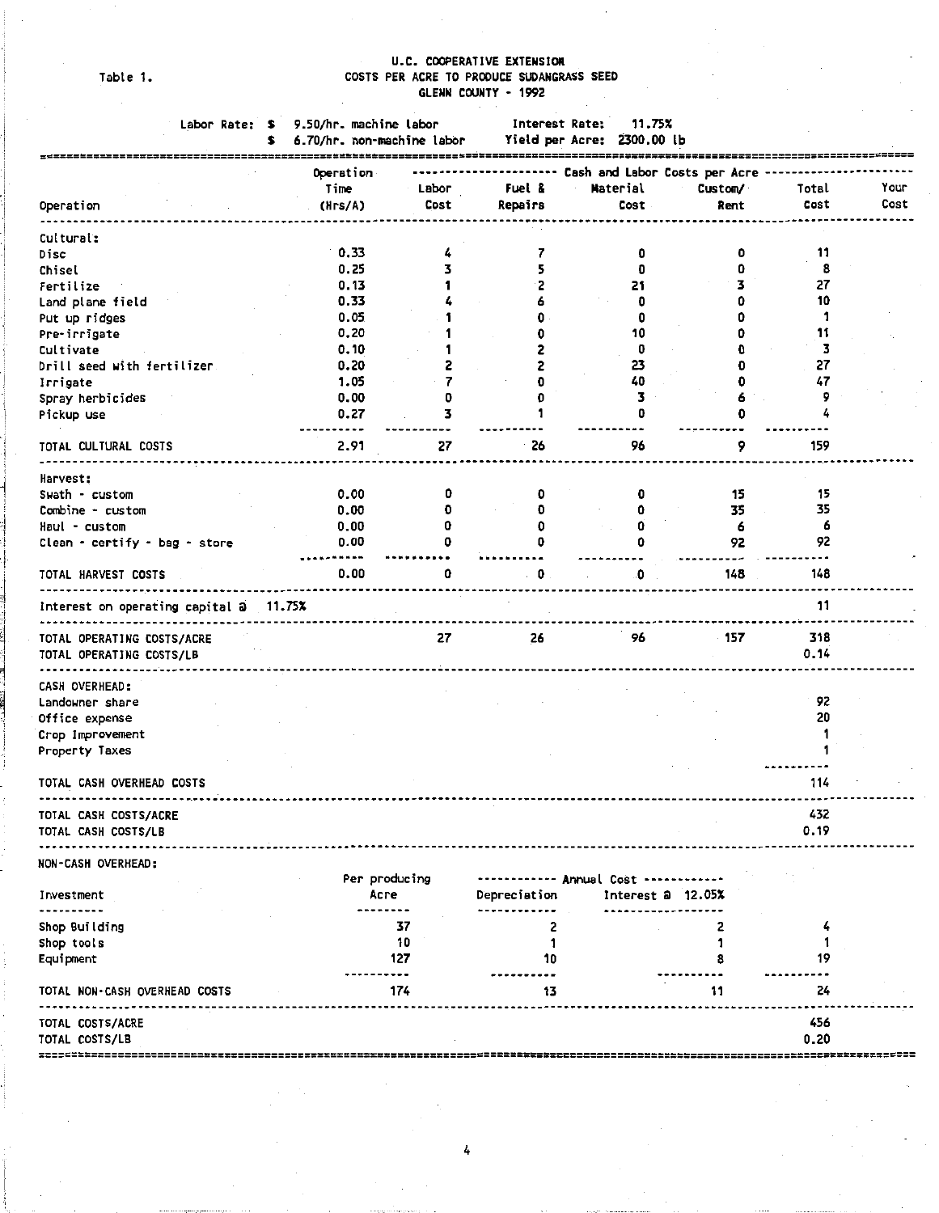Table 1.

# U.C. COOPERATIVE EXTENSION
## COSTS PER ACRE TO PRODUCE SUDANGRASS SEED
### GLENN COUNTY - 1992

Labor Rate: $ 9.50/hr. machine labor — Interest Rate: 11.75%
$ 6.70/hr. non-machine labor — Yield per Acre: 2300.00 lb

| Operation | Operation Time (Hrs/A) | Labor Cost | Fuel & Repairs | Material Cost | Custom/ Rent | Total Cost | Your Cost |
|---|---|---|---|---|---|---|---|
| | | Cash and Labor Costs per Acre | | | | | |
| **Cultural:** | | | | | | | |
| Disc | 0.33 | 4 | 7 | 0 | 0 | 11 | |
| Chisel | 0.25 | 3 | 5 | 0 | 0 | 8 | |
| Fertilize | 0.13 | 1 | 2 | 21 | 3 | 27 | |
| Land plane field | 0.33 | 4 | 6 | 0 | 0 | 10 | |
| Put up ridges | 0.05 | 1 | 0 | 0 | 0 | 1 | |
| Pre-irrigate | 0.20 | 1 | 0 | 10 | 0 | 11 | |
| Cultivate | 0.10 | 1 | 2 | 0 | 0 | 3 | |
| Drill seed with fertilizer | 0.20 | 2 | 2 | 23 | 0 | 27 | |
| Irrigate | 1.05 | 7 | 0 | 40 | 0 | 47 | |
| Spray herbicides | 0.00 | 0 | 0 | 3 | 6 | 9 | |
| Pickup use | 0.27 | 3 | 1 | 0 | 0 | 4 | |
| TOTAL CULTURAL COSTS | 2.91 | 27 | 26 | 96 | 9 | 159 | |
| **Harvest:** | | | | | | | |
| Swath - custom | 0.00 | 0 | 0 | 0 | 15 | 15 | |
| Combine - custom | 0.00 | 0 | 0 | 0 | 35 | 35 | |
| Haul - custom | 0.00 | 0 | 0 | 0 | 6 | 6 | |
| Clean - certify - bag - store | 0.00 | 0 | 0 | 0 | 92 | 92 | |
| TOTAL HARVEST COSTS | 0.00 | 0 | 0 | 0 | 148 | 148 | |
| Interest on operating capital @ 11.75% | | | | | | 11 | |
| TOTAL OPERATING COSTS/ACRE | | 27 | 26 | 96 | 157 | 318 | |
| TOTAL OPERATING COSTS/LB | | | | | | 0.14 | |
| **CASH OVERHEAD:** | | | | | | | |
| Landowner share | | | | | | 92 | |
| Office expense | | | | | | 20 | |
| Crop Improvement | | | | | | 1 | |
| Property Taxes | | | | | | 1 | |
| TOTAL CASH OVERHEAD COSTS | | | | | | 114 | |
| TOTAL CASH COSTS/ACRE | | | | | | 432 | |
| TOTAL CASH COSTS/LB | | | | | | 0.19 | |

NON-CASH OVERHEAD:

| Investment | Per producing Acre | Annual Cost: Depreciation | Annual Cost: Interest @ 12.05% | Total Cost |
|---|---|---|---|---|
| Shop Building | 37 | 2 | 2 | 4 |
| Shop tools | 10 | 1 | 1 | 1 |
| Equipment | 127 | 10 | 8 | 19 |
| TOTAL NON-CASH OVERHEAD COSTS | 174 | 13 | 11 | 24 |
| TOTAL COSTS/ACRE | | | | 456 |
| TOTAL COSTS/LB | | | | 0.20 |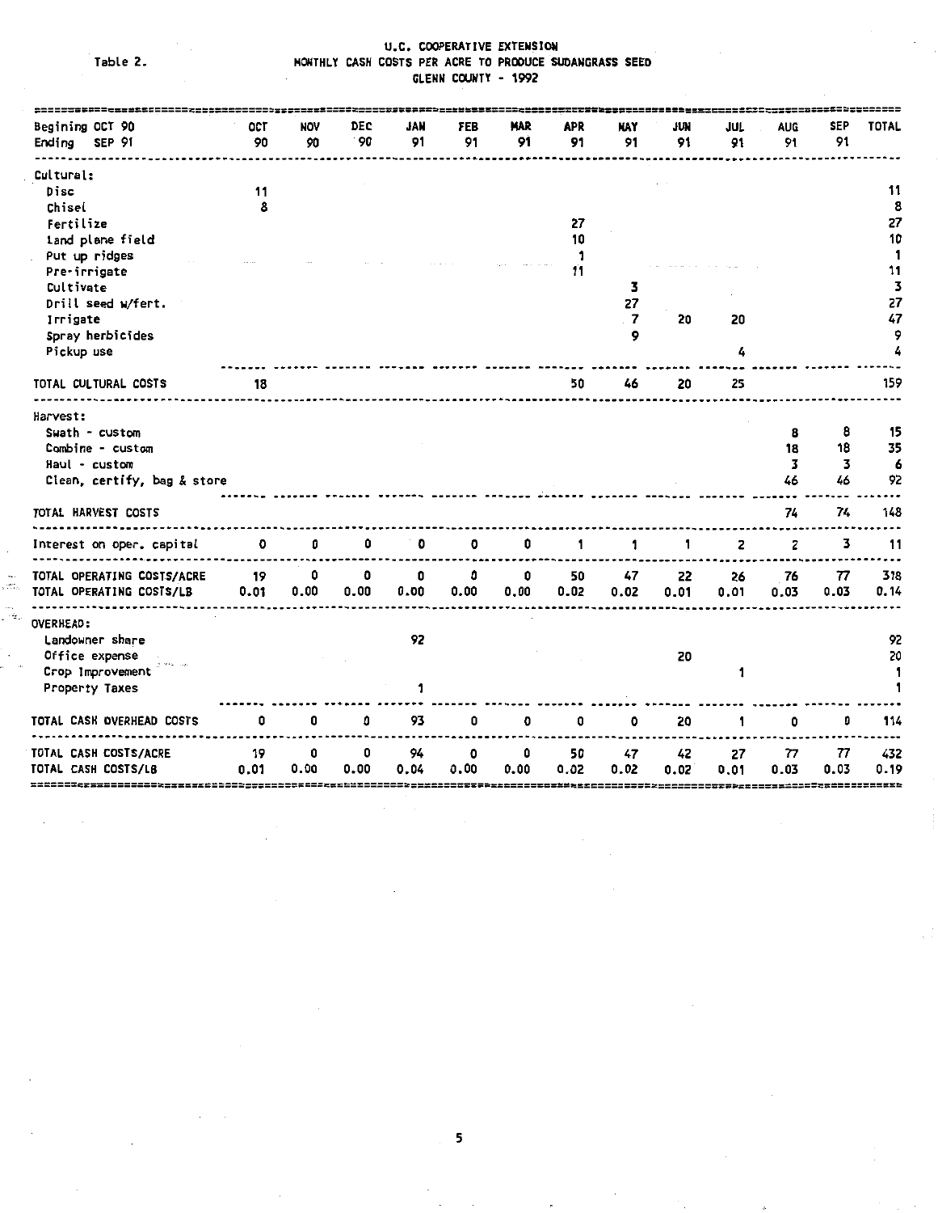Table 2.

U.C. COOPERATIVE EXTENSION
MONTHLY CASH COSTS PER ACRE TO PRODUCE SUDANGRASS SEED
GLENN COUNTY - 1992

| Begining OCT 90 Ending SEP 91 | OCT 90 | NOV 90 | DEC 90 | JAN 91 | FEB 91 | MAR 91 | APR 91 | MAY 91 | JUN 91 | JUL 91 | AUG 91 | SEP 91 | TOTAL |
|---|---|---|---|---|---|---|---|---|---|---|---|---|---|
| **Cultural:** | | | | | | | | | | | | | |
| Disc | 11 | | | | | | | | | | | | 11 |
| Chisel | 8 | | | | | | | | | | | | 8 |
| Fertilize | | | | | | | 27 | | | | | | 27 |
| Land plane field | | | | | | | 10 | | | | | | 10 |
| Put up ridges | | | | | | | 1 | | | | | | 1 |
| Pre-irrigate | | | | | | | 11 | | | | | | 11 |
| Cultivate | | | | | | | | 3 | | | | | 3 |
| Drill seed w/fert. | | | | | | | | 27 | | | | | 27 |
| Irrigate | | | | | | | | 7 | 20 | 20 | | | 47 |
| Spray herbicides | | | | | | | | 9 | | | | | 9 |
| Pickup use | | | | | | | | | | 4 | | | 4 |
| TOTAL CULTURAL COSTS | 18 | | | | | | 50 | 46 | 20 | 25 | | | 159 |
| **Harvest:** | | | | | | | | | | | | | |
| Swath - custom | | | | | | | | | | | 8 | 8 | 15 |
| Combine - custom | | | | | | | | | | | 18 | 18 | 35 |
| Haul - custom | | | | | | | | | | | 3 | 3 | 6 |
| Clean, certify, bag & store | | | | | | | | | | | 46 | 46 | 92 |
| TOTAL HARVEST COSTS | | | | | | | | | | | 74 | 74 | 148 |
| Interest on oper. capital | 0 | 0 | 0 | 0 | 0 | 0 | 1 | 1 | 1 | 2 | 2 | 3 | 11 |
| TOTAL OPERATING COSTS/ACRE | 19 | 0 | 0 | 0 | 0 | 0 | 50 | 47 | 22 | 26 | 76 | 77 | 318 |
| TOTAL OPERATING COSTS/LB | 0.01 | 0.00 | 0.00 | 0.00 | 0.00 | 0.00 | 0.02 | 0.02 | 0.01 | 0.01 | 0.03 | 0.03 | 0.14 |
| **OVERHEAD:** | | | | | | | | | | | | | |
| Landowner share | | | | 92 | | | | | | | | | 92 |
| Office expense | | | | | | | | | 20 | | | | 20 |
| Crop Improvement | | | | | | | | | | 1 | | | 1 |
| Property Taxes | | | | 1 | | | | | | | | | 1 |
| TOTAL CASH OVERHEAD COSTS | 0 | 0 | 0 | 93 | 0 | 0 | 0 | 0 | 20 | 1 | 0 | 0 | 114 |
| TOTAL CASH COSTS/ACRE | 19 | 0 | 0 | 94 | 0 | 0 | 50 | 47 | 42 | 27 | 77 | 77 | 432 |
| TOTAL CASH COSTS/LB | 0.01 | 0.00 | 0.00 | 0.04 | 0.00 | 0.00 | 0.02 | 0.02 | 0.02 | 0.01 | 0.03 | 0.03 | 0.19 |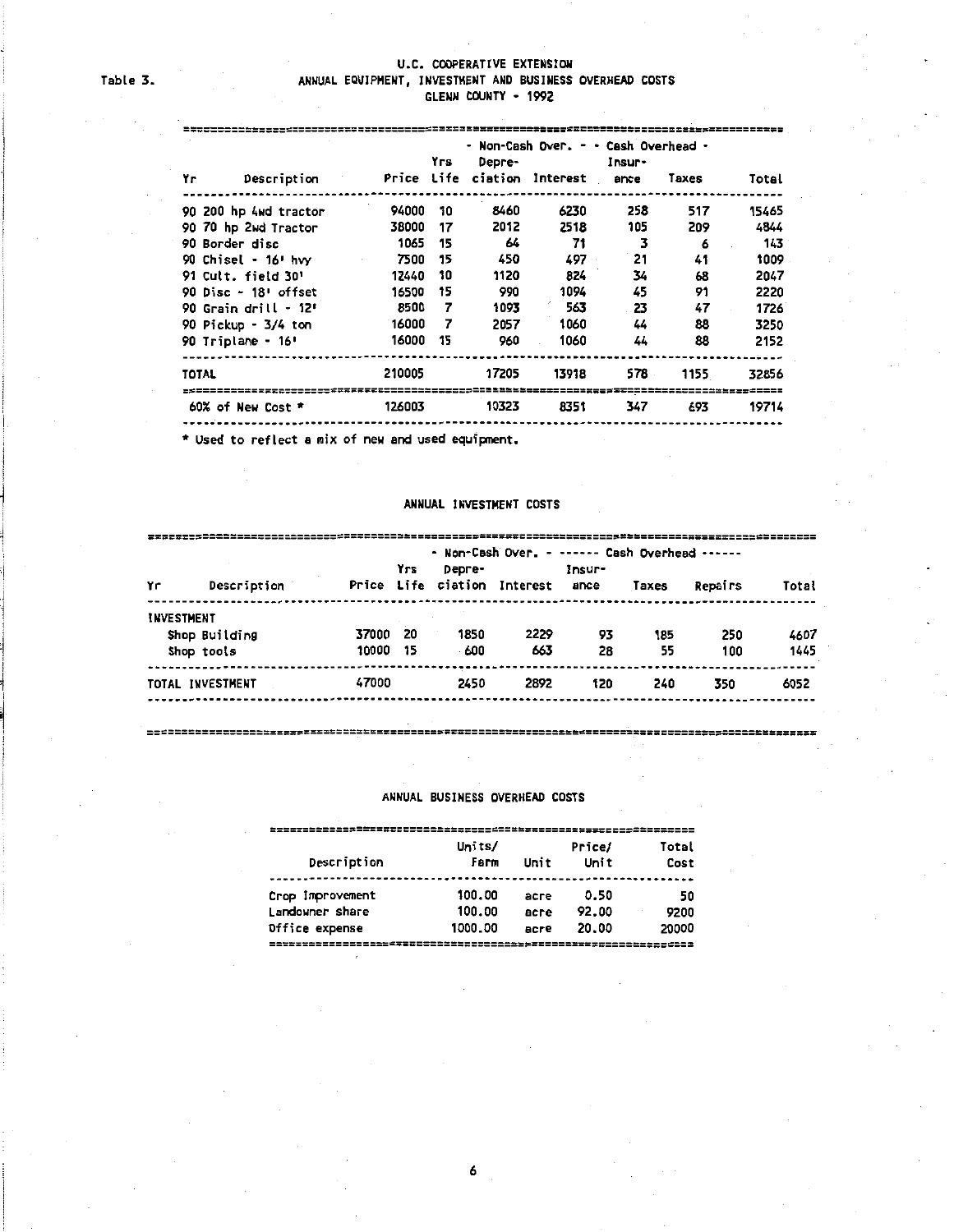Table 3.

# U.C. COOPERATIVE EXTENSION
## ANNUAL EQUIPMENT, INVESTMENT AND BUSINESS OVERHEAD COSTS
### GLENN COUNTY - 1992

| | | | | - Non-Cash Over. - | | - Cash Overhead - | | |
|---|---|---|---|---|---|---|---|---|
| Yr | Description | Price | Yrs Life | Depre-ciation | Interest | Insur-ance | Taxes | Total |
| 90 | 200 hp 4wd tractor | 94000 | 10 | 8460 | 6230 | 258 | 517 | 15465 |
| 90 | 70 hp 2wd Tractor | 38000 | 17 | 2012 | 2518 | 105 | 209 | 4844 |
| 90 | Border disc | 1065 | 15 | 64 | 71 | 3 | 6 | 143 |
| 90 | Chisel - 16' hvy | 7500 | 15 | 450 | 497 | 21 | 41 | 1009 |
| 91 | Cult. field 30' | 12440 | 10 | 1120 | 824 | 34 | 68 | 2047 |
| 90 | Disc - 18' offset | 16500 | 15 | 990 | 1094 | 45 | 91 | 2220 |
| 90 | Grain drill - 12' | 8500 | 7 | 1093 | 563 | 23 | 47 | 1726 |
| 90 | Pickup - 3/4 ton | 16000 | 7 | 2057 | 1060 | 44 | 88 | 3250 |
| 90 | Triplane - 16' | 16000 | 15 | 960 | 1060 | 44 | 88 | 2152 |
| TOTAL | | 210005 | | 17205 | 13918 | 578 | 1155 | 32856 |
| 60% of New Cost * | | 126003 | | 10323 | 8351 | 347 | 693 | 19714 |

* Used to reflect a mix of new and used equipment.

### ANNUAL INVESTMENT COSTS

| | | | | - Non-Cash Over. - | | ------ Cash Overhead ------ | | | |
|---|---|---|---|---|---|---|---|---|---|
| Yr | Description | Price | Yrs Life | Depre-ciation | Interest | Insur-ance | Taxes | Repairs | Total |
| INVESTMENT | | | | | | | | | |
| | Shop Building | 37000 | 20 | 1850 | 2229 | 93 | 185 | 250 | 4607 |
| | Shop tools | 10000 | 15 | 600 | 663 | 28 | 55 | 100 | 1445 |
| TOTAL INVESTMENT | | 47000 | | 2450 | 2892 | 120 | 240 | 350 | 6052 |

### ANNUAL BUSINESS OVERHEAD COSTS

| Description | Units/ Farm | Unit | Price/ Unit | Total Cost |
|---|---|---|---|---|
| Crop Improvement | 100.00 | acre | 0.50 | 50 |
| Landowner share | 100.00 | acre | 92.00 | 9200 |
| Office expense | 1000.00 | acre | 20.00 | 20000 |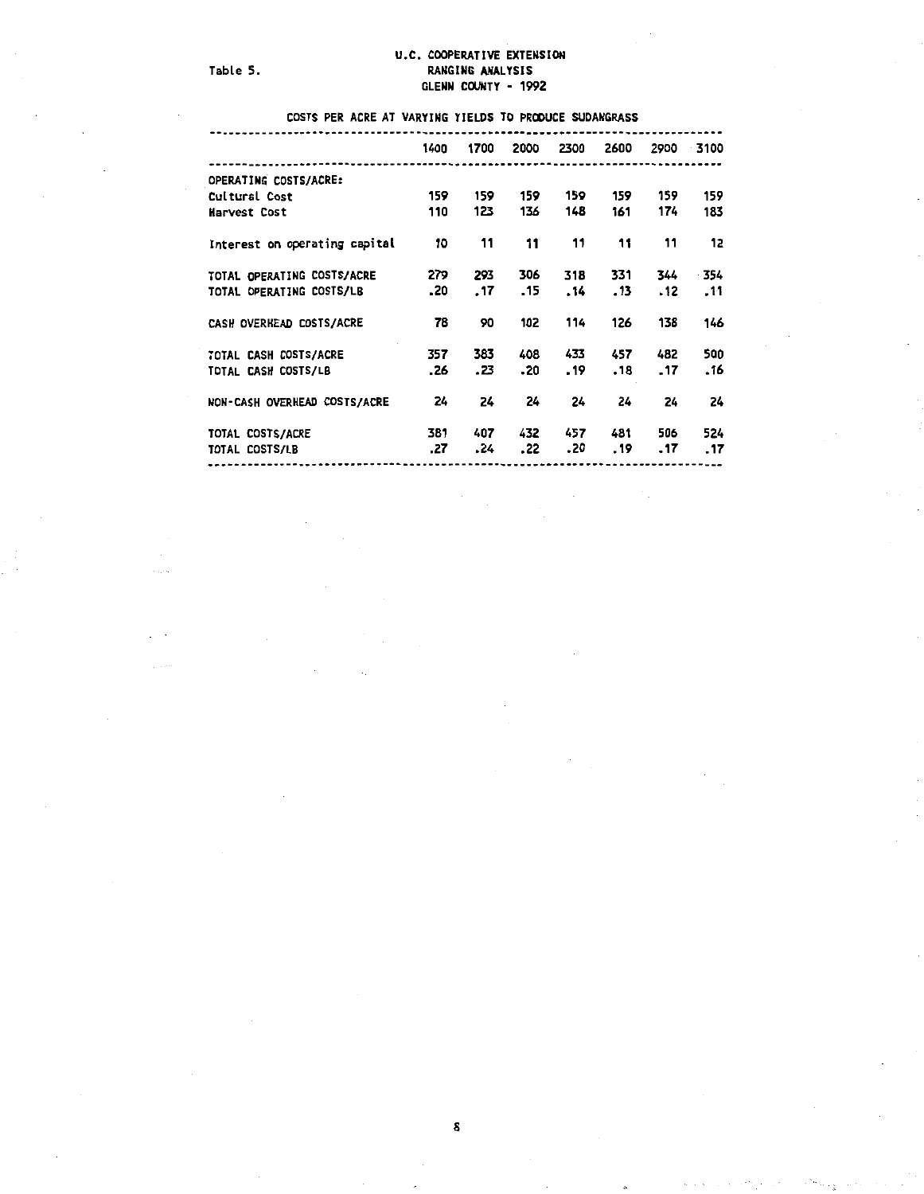Table 5.

# U.C. COOPERATIVE EXTENSION
## RANGING ANALYSIS
## GLENN COUNTY - 1992

COSTS PER ACRE AT VARYING YIELDS TO PRODUCE SUDANGRASS

| | 1400 | 1700 | 2000 | 2300 | 2600 | 2900 | 3100 |
|---|---|---|---|---|---|---|---|
| OPERATING COSTS/ACRE: | | | | | | | |
| Cultural Cost | 159 | 159 | 159 | 159 | 159 | 159 | 159 |
| Harvest Cost | 110 | 123 | 136 | 148 | 161 | 174 | 183 |
| Interest on operating capital | 10 | 11 | 11 | 11 | 11 | 11 | 12 |
| TOTAL OPERATING COSTS/ACRE | 279 | 293 | 306 | 318 | 331 | 344 | 354 |
| TOTAL OPERATING COSTS/LB | .20 | .17 | .15 | .14 | .13 | .12 | .11 |
| CASH OVERHEAD COSTS/ACRE | 78 | 90 | 102 | 114 | 126 | 138 | 146 |
| TOTAL CASH COSTS/ACRE | 357 | 383 | 408 | 433 | 457 | 482 | 500 |
| TOTAL CASH COSTS/LB | .26 | .23 | .20 | .19 | .18 | .17 | .16 |
| NON-CASH OVERHEAD COSTS/ACRE | 24 | 24 | 24 | 24 | 24 | 24 | 24 |
| TOTAL COSTS/ACRE | 381 | 407 | 432 | 457 | 481 | 506 | 524 |
| TOTAL COSTS/LB | .27 | .24 | .22 | .20 | .19 | .17 | .17 |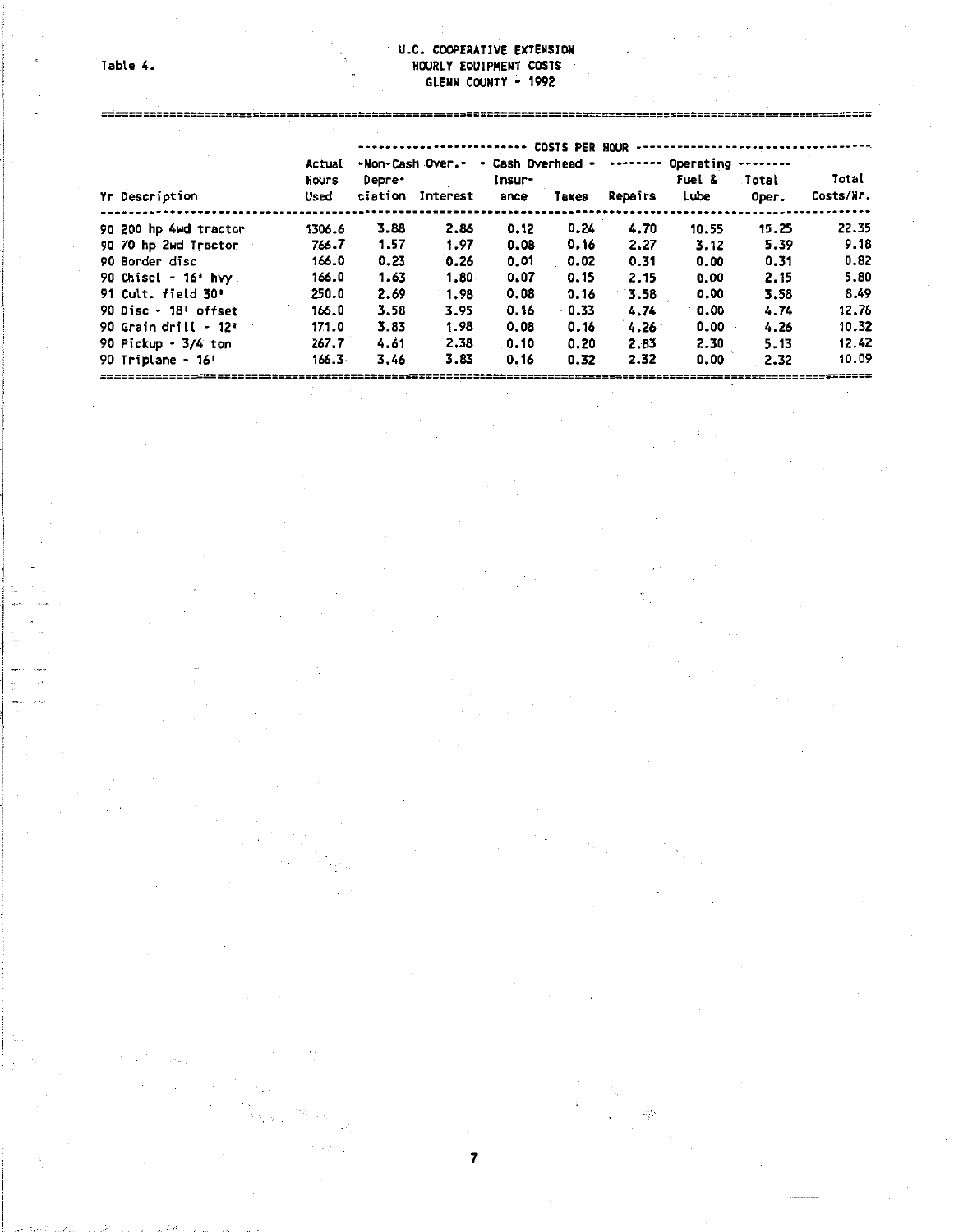Table 4.

# U.C. COOPERATIVE EXTENSION
## HOURLY EQUIPMENT COSTS
## GLENN COUNTY - 1992

| Yr Description | Actual Hours Used | COSTS PER HOUR: Non-Cash Over.: Depreciation | Non-Cash Over.: Interest | Cash Overhead: Insurance | Cash Overhead: Taxes | Operating: Repairs | Operating: Fuel & Lube | Operating: Total Oper. | Total Costs/Hr. |
|---|---|---|---|---|---|---|---|---|---|
| 90 200 hp 4wd tractor | 1306.6 | 3.88 | 2.86 | 0.12 | 0.24 | 4.70 | 10.55 | 15.25 | 22.35 |
| 90 70 hp 2wd Tractor | 766.7 | 1.57 | 1.97 | 0.08 | 0.16 | 2.27 | 3.12 | 5.39 | 9.18 |
| 90 Border disc | 166.0 | 0.23 | 0.26 | 0.01 | 0.02 | 0.31 | 0.00 | 0.31 | 0.82 |
| 90 Chisel - 16' hvy | 166.0 | 1.63 | 1.80 | 0.07 | 0.15 | 2.15 | 0.00 | 2.15 | 5.80 |
| 91 Cult. field 30' | 250.0 | 2.69 | 1.98 | 0.08 | 0.16 | 3.58 | 0.00 | 3.58 | 8.49 |
| 90 Disc - 18' offset | 166.0 | 3.58 | 3.95 | 0.16 | 0.33 | 4.74 | 0.00 | 4.74 | 12.76 |
| 90 Grain drill - 12' | 171.0 | 3.83 | 1.98 | 0.08 | 0.16 | 4.26 | 0.00 | 4.26 | 10.32 |
| 90 Pickup - 3/4 ton | 267.7 | 4.61 | 2.38 | 0.10 | 0.20 | 2.83 | 2.30 | 5.13 | 12.42 |
| 90 Triplane - 16' | 166.3 | 3.46 | 3.83 | 0.16 | 0.32 | 2.32 | 0.00 | 2.32 | 10.09 |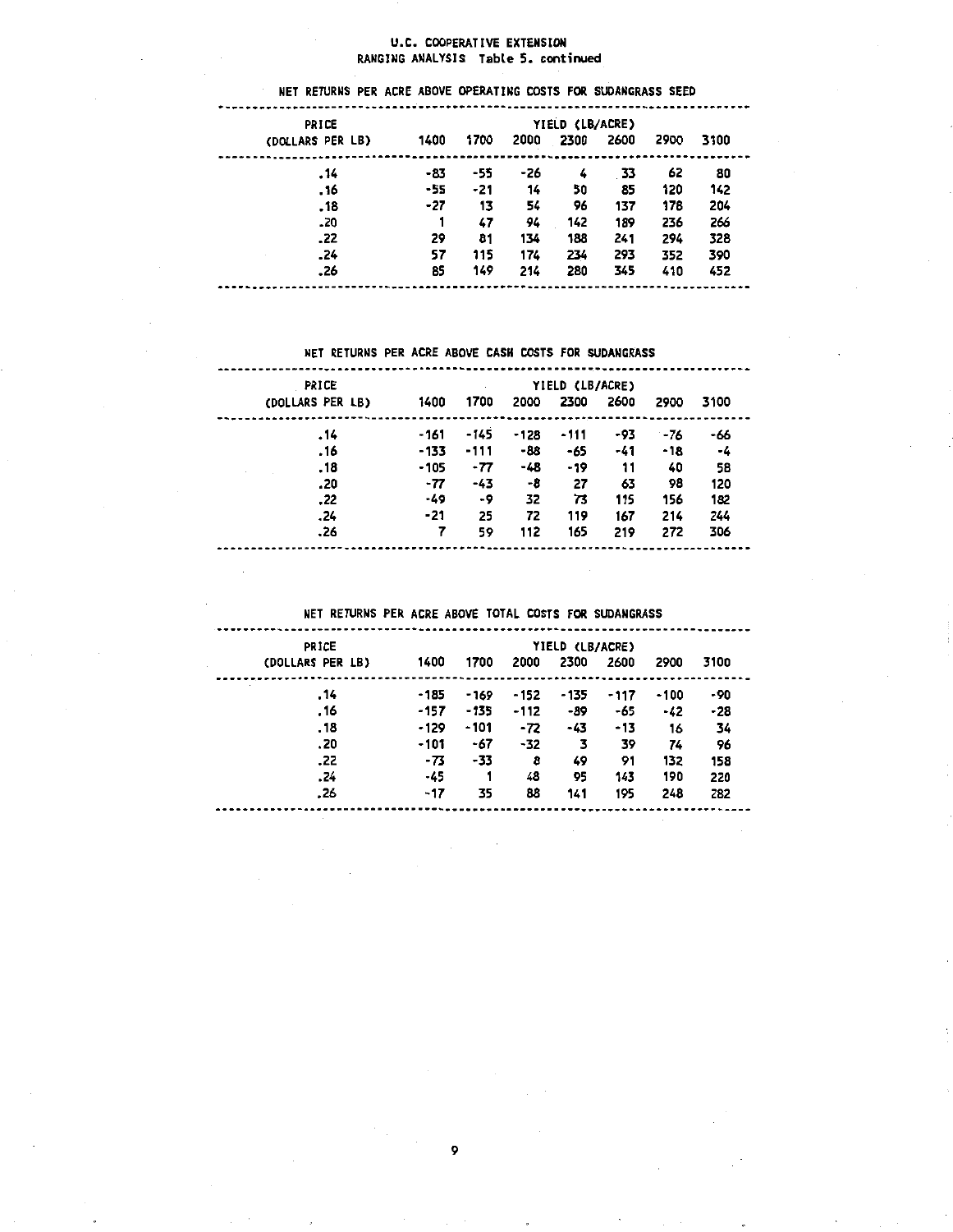U.C. COOPERATIVE EXTENSION
RANGING ANALYSIS Table 5. continued

NET RETURNS PER ACRE ABOVE OPERATING COSTS FOR SUDANGRASS SEED

| PRICE (DOLLARS PER LB) | YIELD (LB/ACRE) 1400 | 1700 | 2000 | 2300 | 2600 | 2900 | 3100 |
|---|---|---|---|---|---|---|---|
| .14 | -83 | -55 | -26 | 4 | 33 | 62 | 80 |
| .16 | -55 | -21 | 14 | 50 | 85 | 120 | 142 |
| .18 | -27 | 13 | 54 | 96 | 137 | 178 | 204 |
| .20 | 1 | 47 | 94 | 142 | 189 | 236 | 266 |
| .22 | 29 | 81 | 134 | 188 | 241 | 294 | 328 |
| .24 | 57 | 115 | 174 | 234 | 293 | 352 | 390 |
| .26 | 85 | 149 | 214 | 280 | 345 | 410 | 452 |

NET RETURNS PER ACRE ABOVE CASH COSTS FOR SUDANGRASS

| PRICE (DOLLARS PER LB) | YIELD (LB/ACRE) 1400 | 1700 | 2000 | 2300 | 2600 | 2900 | 3100 |
|---|---|---|---|---|---|---|---|
| .14 | -161 | -145 | -128 | -111 | -93 | -76 | -66 |
| .16 | -133 | -111 | -88 | -65 | -41 | -18 | -4 |
| .18 | -105 | -77 | -48 | -19 | 11 | 40 | 58 |
| .20 | -77 | -43 | -8 | 27 | 63 | 98 | 120 |
| .22 | -49 | -9 | 32 | 73 | 115 | 156 | 182 |
| .24 | -21 | 25 | 72 | 119 | 167 | 214 | 244 |
| .26 | 7 | 59 | 112 | 165 | 219 | 272 | 306 |

NET RETURNS PER ACRE ABOVE TOTAL COSTS FOR SUDANGRASS

| PRICE (DOLLARS PER LB) | YIELD (LB/ACRE) 1400 | 1700 | 2000 | 2300 | 2600 | 2900 | 3100 |
|---|---|---|---|---|---|---|---|
| .14 | -185 | -169 | -152 | -135 | -117 | -100 | -90 |
| .16 | -157 | -135 | -112 | -89 | -65 | -42 | -28 |
| .18 | -129 | -101 | -72 | -43 | -13 | 16 | 34 |
| .20 | -101 | -67 | -32 | 3 | 39 | 74 | 96 |
| .22 | -73 | -33 | 8 | 49 | 91 | 132 | 158 |
| .24 | -45 | 1 | 48 | 95 | 143 | 190 | 220 |
| .26 | -17 | 35 | 88 | 141 | 195 | 248 | 282 |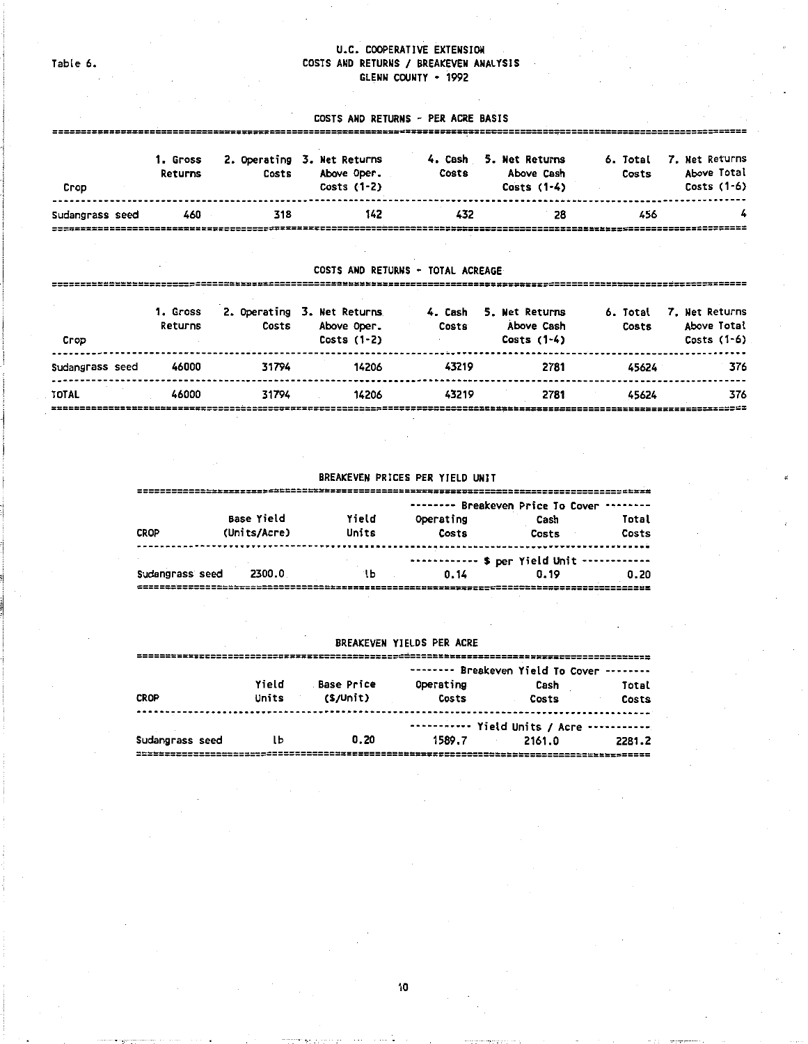Table 6.

# U.C. COOPERATIVE EXTENSION
## COSTS AND RETURNS / BREAKEVEN ANALYSIS
## GLENN COUNTY - 1992

### COSTS AND RETURNS - PER ACRE BASIS

| Crop | 1. Gross Returns | 2. Operating Costs | 3. Net Returns Above Oper. Costs (1-2) | 4. Cash Costs | 5. Net Returns Above Cash Costs (1-4) | 6. Total Costs | 7. Net Returns Above Total Costs (1-6) |
|---|---|---|---|---|---|---|---|
| Sudangrass seed | 460 | 318 | 142 | 432 | 28 | 456 | 4 |

### COSTS AND RETURNS - TOTAL ACREAGE

| Crop | 1. Gross Returns | 2. Operating Costs | 3. Net Returns Above Oper. Costs (1-2) | 4. Cash Costs | 5. Net Returns Above Cash Costs (1-4) | 6. Total Costs | 7. Net Returns Above Total Costs (1-6) |
|---|---|---|---|---|---|---|---|
| Sudangrass seed | 46000 | 31794 | 14206 | 43219 | 2781 | 45624 | 376 |
| TOTAL | 46000 | 31794 | 14206 | 43219 | 2781 | 45624 | 376 |

### BREAKEVEN PRICES PER YIELD UNIT

| CROP | Base Yield (Units/Acre) | Yield Units | Breakeven Price To Cover Operating Costs | Breakeven Price To Cover Cash Costs | Breakeven Price To Cover Total Costs |
|---|---|---|---|---|---|
| | | | $ per Yield Unit | | |
| Sudangrass seed | 2300.0 | lb | 0.14 | 0.19 | 0.20 |

### BREAKEVEN YIELDS PER ACRE

| CROP | Yield Units | Base Price ($/Unit) | Breakeven Yield To Cover Operating Costs | Breakeven Yield To Cover Cash Costs | Breakeven Yield To Cover Total Costs |
|---|---|---|---|---|---|
| | | | Yield Units / Acre | | |
| Sudangrass seed | lb | 0.20 | 1589.7 | 2161.0 | 2281.2 |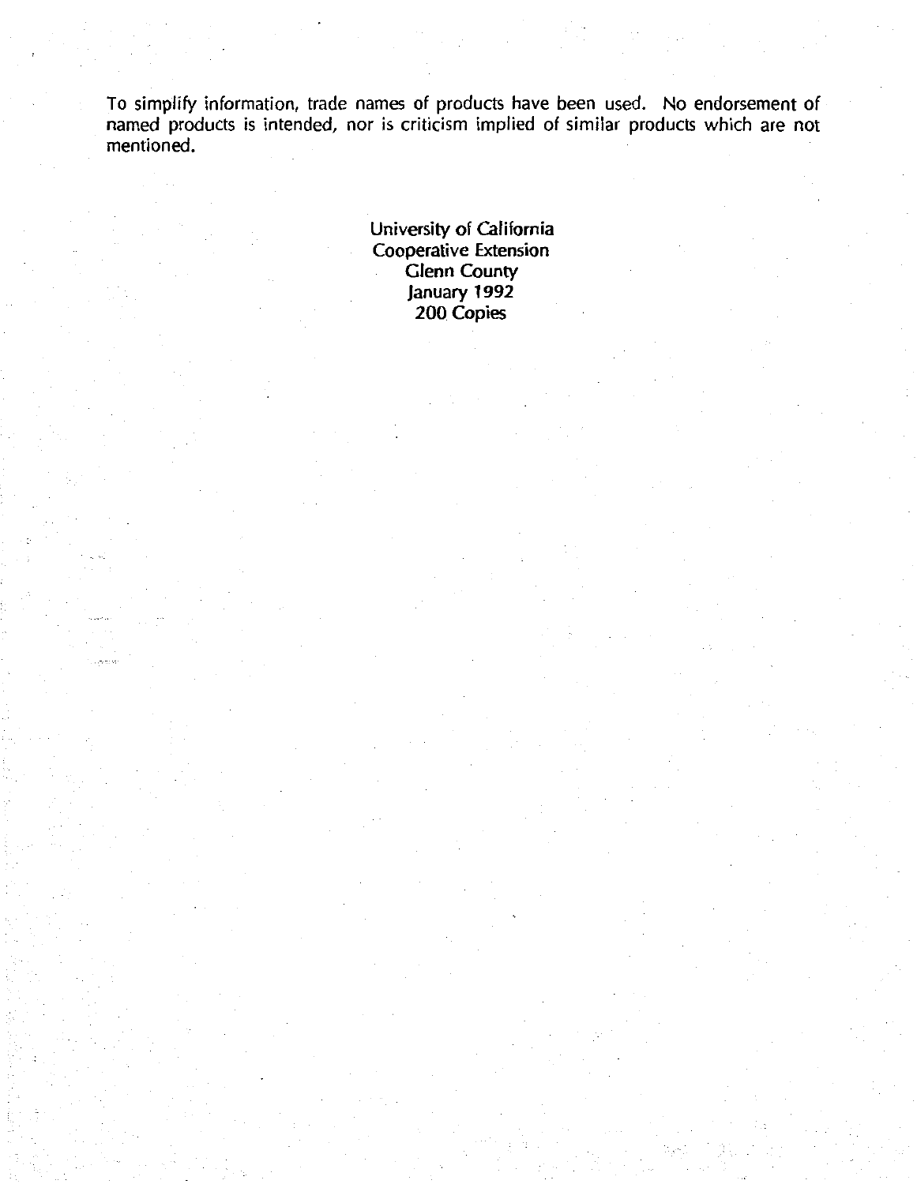To simplify information, trade names of products have been used. No endorsement of named products is intended, nor is criticism implied of similar products which are not mentioned.

University of California
Cooperative Extension
Glenn County
January 1992
200 Copies